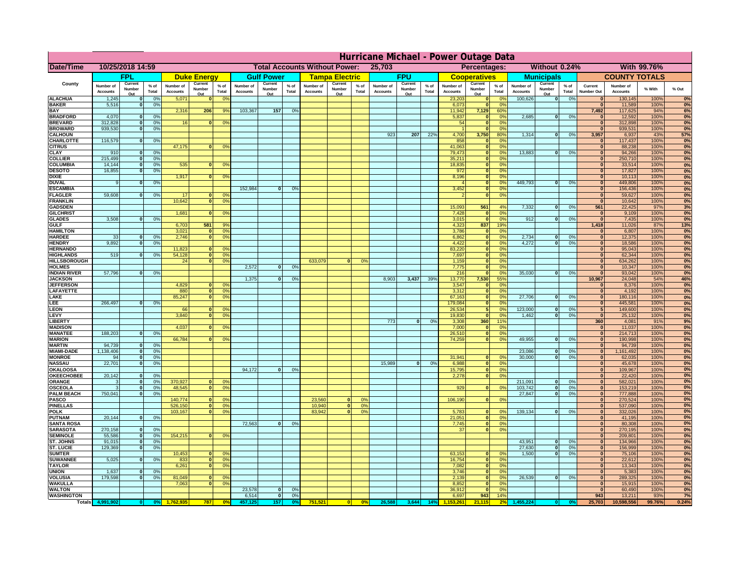# Hurricane Michael - Power Outage Data

| Date/Time | 10/25/2018 14:59 | | | | | | Total Accounts Without Power: | | | 25,703 | | | | | | Percentages: | | | Without 0.24% | | | | With 99.76% | | |
|---|---|---|---|---|---|---|---|---|---|---|---|---|---|---|---|---|---|---|---|---|---|---|---|---|---|

| County | FPL | | | Duke Energy | | | Gulf Power | | | Tampa Electric | | | FPU | | | Cooperatives | | | Municipals | | | COUNTY TOTALS | | | |
|---|---|---|---|---|---|---|---|---|---|---|---|---|---|---|---|---|---|---|---|---|---|---|---|---|---|
| | Number of Accounts | Current Number Out | % of Total | Number of Accounts | Current Number Out | % of Total | Number of Accounts | Current Number Out | % of Total | Number of Accounts | Current Number Out | % of Total | Number of Accounts | Current Number Out | % of Total | Number of Accounts | Current Number Out | % of Total | Number of Accounts | Current Number Out | % of Total | Current Number Out | Number of Accounts | % With | % Out |
| ALACHUA | 1,245 | 0 | 0% | 5,071 | 0 | 0% | | | | | | | | | | 23,203 | 0 | 0% | 100,626 | 0 | 0% | 0 | 130,145 | 100% | 0% |
| BAKER | 5,516 | 0 | 0% | | | | | | | | | | | | | 6,073 | 0 | 0% | | | | 0 | 11,589 | 100% | 0% |
| BAY | | | | 2,316 | 206 | 9% | 103,367 | 157 | 0% | | | | | | | 11,942 | 7,129 | 60% | | | | 7,492 | 117,625 | 94% | 6% |
| BRADFORD | 4,070 | 0 | 0% | | | | | | | | | | | | | 5,837 | 0 | 0% | 2,685 | 0 | 0% | 0 | 12,592 | 100% | 0% |
| BREVARD | 312,828 | 0 | 0% | 16 | 0 | 0% | | | | | | | | | | 54 | 0 | 0% | | | | 0 | 312,898 | 100% | 0% |
| BROWARD | 939,530 | 0 | 0% | | | | | | | | | | | | | 1 | 0 | 0% | | | | 0 | 939,531 | 100% | 0% |
| CALHOUN | | | | | | | | | | | | | 923 | 207 | 22% | 4,700 | 3,750 | 80% | 1,314 | 0 | 0% | 3,957 | 6,937 | 43% | 57% |
| CHARLOTTE | 116,579 | 0 | 0% | | | | | | | | | | | | | 858 | 0 | 0% | | | | 0 | 117,437 | 100% | 0% |
| CITRUS | | | | 47,175 | 0 | 0% | | | | | | | | | | 41,063 | 0 | 0% | | | | 0 | 88,238 | 100% | 0% |
| CLAY | 910 | 0 | 0% | | | | | | | | | | | | | 79,473 | 0 | 0% | 13,883 | 0 | 0% | 0 | 94,266 | 100% | 0% |
| COLLIER | 215,499 | 0 | 0% | | | | | | | | | | | | | 35,211 | 0 | 0% | | | | 0 | 250,710 | 100% | 0% |
| COLUMBIA | 14,144 | 0 | 0% | 535 | 0 | 0% | | | | | | | | | | 18,835 | 0 | 0% | | | | 0 | 33,514 | 100% | 0% |
| DESOTO | 16,855 | 0 | 0% | | | | | | | | | | | | | 972 | 0 | 0% | | | | 0 | 17,827 | 100% | 0% |
| DIXIE | | | | 1,917 | 0 | 0% | | | | | | | | | | 8,196 | 0 | 0% | | | | 0 | 10,113 | 100% | 0% |
| DUVAL | 9 | 0 | 0% | | | | | | | | | | | | | 4 | 0 | 0% | 449,793 | 0 | 0% | 0 | 449,806 | 100% | 0% |
| ESCAMBIA | | | | | | | 152,984 | 0 | 0% | | | | | | | 3,452 | 0 | 0% | | | | 0 | 156,436 | 100% | 0% |
| FLAGLER | 59,608 | 0 | 0% | 17 | 0 | 0% | | | | | | | | | | 2 | 0 | 0% | | | | 0 | 59,627 | 100% | 0% |
| FRANKLIN | | | | 10,642 | 0 | 0% | | | | | | | | | | | | | | | | 0 | 10,642 | 100% | 0% |
| GADSDEN | | | | | | | | | | | | | | | | 15,093 | 561 | 4% | 7,332 | 0 | 0% | 561 | 22,425 | 97% | 3% |
| GILCHRIST | | | | 1,681 | 0 | 0% | | | | | | | | | | 7,428 | 0 | 0% | | | | 0 | 9,109 | 100% | 0% |
| GLADES | 3,508 | 0 | 0% | | | | | | | | | | | | | 3,015 | 0 | 0% | 912 | 0 | 0% | 0 | 7,435 | 100% | 0% |
| GULF | | | | 6,703 | 581 | 9% | | | | | | | | | | 4,323 | 837 | 19% | | | | 1,418 | 11,026 | 87% | 13% |
| HAMILTON | | | | 3,021 | 0 | 0% | | | | | | | | | | 3,786 | 0 | 0% | | | | 0 | 6,807 | 100% | 0% |
| HARDEE | 33 | 0 | 0% | 2,746 | 0 | 0% | | | | | | | | | | 6,862 | 0 | 0% | 2,734 | 0 | 0% | 0 | 12,375 | 100% | 0% |
| HENDRY | 9,892 | 0 | 0% | | | | | | | | | | | | | 4,422 | 0 | 0% | 4,272 | 0 | 0% | 0 | 18,586 | 100% | 0% |
| HERNANDO | | | | 11,823 | 0 | 0% | | | | | | | | | | 83,220 | 0 | 0% | | | | 0 | 95,043 | 100% | 0% |
| HIGHLANDS | 519 | 0 | 0% | 54,128 | 0 | 0% | | | | | | | | | | 7,697 | 0 | 0% | | | | 0 | 62,344 | 100% | 0% |
| HILLSBOROUGH | | | | 24 | 0 | 0% | | | | 633,079 | 0 | 0% | | | | 1,159 | 0 | 0% | | | | 0 | 634,262 | 100% | 0% |
| HOLMES | | | | | | | 2,572 | 0 | 0% | | | | | | | 7,775 | 0 | 0% | | | | 0 | 10,347 | 100% | 0% |
| INDIAN RIVER | 57,796 | 0 | 0% | | | | | | | | | | | | | 216 | 0 | 0% | 35,030 | 0 | 0% | 0 | 93,042 | 100% | 0% |
| JACKSON | | | | | | | 1,375 | 0 | 0% | | | | 8,903 | 3,437 | 39% | 13,770 | 7,530 | 55% | | | | 10,967 | 24,048 | 54% | 46% |
| JEFFERSON | | | | 4,829 | 0 | 0% | | | | | | | | | | 3,547 | 0 | 0% | | | | 0 | 8,376 | 100% | 0% |
| LAFAYETTE | | | | 880 | 0 | 0% | | | | | | | | | | 3,312 | 0 | 0% | | | | 0 | 4,192 | 100% | 0% |
| LAKE | | | | 85,247 | 0 | 0% | | | | | | | | | | 67,163 | 0 | 0% | 27,706 | 0 | 0% | 0 | 180,116 | 100% | 0% |
| LEE | 266,497 | 0 | 0% | | | | | | | | | | | | | 179,084 | 0 | 0% | | | | 0 | 445,581 | 100% | 0% |
| LEON | | | | 66 | 0 | 0% | | | | | | | | | | 26,534 | 5 | 0% | 123,000 | 0 | 0% | 5 | 149,600 | 100% | 0% |
| LEVY | | | | 3,840 | 0 | 0% | | | | | | | | | | 19,830 | 0 | 0% | 1,462 | 0 | 0% | 0 | 25,132 | 100% | 0% |
| LIBERTY | | | | | | | | | | | | | 773 | 0 | 0% | 3,308 | 360 | 11% | | | | 360 | 4,081 | 91% | 9% |
| MADISON | | | | 4,037 | 0 | 0% | | | | | | | | | | 7,000 | 0 | 0% | | | | 0 | 11,037 | 100% | 0% |
| MANATEE | 188,203 | 0 | 0% | | | | | | | | | | | | | 26,510 | 0 | 0% | | | | 0 | 214,713 | 100% | 0% |
| MARION | | | | 66,784 | 0 | 0% | | | | | | | | | | 74,259 | 0 | 0% | 49,955 | 0 | 0% | 0 | 190,998 | 100% | 0% |
| MARTIN | 94,739 | 0 | 0% | | | | | | | | | | | | | | | | | | | 0 | 94,739 | 100% | 0% |
| MIAMI-DADE | 1,138,406 | 0 | 0% | | | | | | | | | | | | | | | | 23,086 | 0 | 0% | 0 | 1,161,492 | 100% | 0% |
| MONROE | 94 | 0 | 0% | | | | | | | | | | | | | 31,941 | 0 | 0% | 30,000 | 0 | 0% | 0 | 62,035 | 100% | 0% |
| NASSAU | 22,701 | 0 | 0% | | | | | | | | | | 15,989 | 0 | 0% | 6,988 | 0 | 0% | | | | 0 | 45,678 | 100% | 0% |
| OKALOOSA | | | | | | | 94,172 | 0 | 0% | | | | | | | 15,795 | 0 | 0% | | | | 0 | 109,967 | 100% | 0% |
| OKEECHOBEE | 20,142 | 0 | 0% | | | | | | | | | | | | | 2,278 | 0 | 0% | | | | 0 | 22,420 | 100% | 0% |
| ORANGE | 3 | 0 | 0% | 370,927 | 0 | 0% | | | | | | | | | | | | | 211,091 | 0 | 0% | 0 | 582,021 | 100% | 0% |
| OSCEOLA | 3 | 0 | 0% | 48,545 | 0 | 0% | | | | | | | | | | 929 | 0 | 0% | 103,742 | 0 | 0% | 0 | 153,219 | 100% | 0% |
| PALM BEACH | 750,041 | 0 | 0% | | | | | | | | | | | | | | | | 27,847 | 0 | 0% | 0 | 777,888 | 100% | 0% |
| PASCO | | | | 140,774 | 0 | 0% | | | | 23,560 | 0 | 0% | | | | 106,190 | 0 | 0% | | | | 0 | 270,524 | 100% | 0% |
| PINELLAS | | | | 526,150 | 0 | 0% | | | | 10,940 | 0 | 0% | | | | | | | | | | 0 | 537,090 | 100% | 0% |
| POLK | | | | 103,167 | 0 | 0% | | | | 83,942 | 0 | 0% | | | | 5,783 | 0 | 0% | 139,134 | 0 | 0% | 0 | 332,026 | 100% | 0% |
| PUTNAM | 20,144 | 0 | 0% | | | | | | | | | | | | | 21,051 | 0 | 0% | | | | 0 | 41,195 | 100% | 0% |
| SANTA ROSA | | | | | | | 72,563 | 0 | 0% | | | | | | | 7,745 | 0 | 0% | | | | 0 | 80,308 | 100% | 0% |
| SARASOTA | 270,158 | 0 | 0% | | | | | | | | | | | | | 37 | 0 | 0% | | | | 0 | 270,195 | 100% | 0% |
| SEMINOLE | 55,586 | 0 | 0% | 154,215 | 0 | 0% | | | | | | | | | | | | | | | | 0 | 209,801 | 100% | 0% |
| ST. JOHNS | 91,015 | 0 | 0% | | | | | | | | | | | | | | | | 43,951 | 0 | 0% | 0 | 134,966 | 100% | 0% |
| ST. LUCIE | 129,369 | 0 | 0% | | | | | | | | | | | | | | | | 27,630 | 0 | 0% | 0 | 156,999 | 100% | 0% |
| SUMTER | | | | 10,453 | 0 | 0% | | | | | | | | | | 63,153 | 0 | 0% | 1,500 | 0 | 0% | 0 | 75,106 | 100% | 0% |
| SUWANNEE | 5,025 | 0 | 0% | 833 | 0 | 0% | | | | | | | | | | 16,754 | 0 | 0% | | | | 0 | 22,612 | 100% | 0% |
| TAYLOR | | | | 6,261 | 0 | 0% | | | | | | | | | | 7,082 | 0 | 0% | | | | 0 | 13,343 | 100% | 0% |
| UNION | 1,637 | 0 | 0% | | | | | | | | | | | | | 3,746 | 0 | 0% | | | | 0 | 5,383 | 100% | 0% |
| VOLUSIA | 179,598 | 0 | 0% | 81,049 | 0 | 0% | | | | | | | | | | 2,139 | 0 | 0% | 26,539 | 0 | 0% | 0 | 289,325 | 100% | 0% |
| WAKULLA | | | | 7,063 | 0 | 0% | | | | | | | | | | 8,852 | 0 | 0% | | | | 0 | 15,915 | 100% | 0% |
| WALTON | | | | | | | 23,578 | 0 | 0% | | | | | | | 36,912 | 0 | 0% | | | | 0 | 60,490 | 100% | 0% |
| WASHINGTON | | | | | | | 6,514 | 0 | 0% | | | | | | | 6,697 | 943 | 14% | | | | 943 | 13,211 | 93% | 7% |
| Totals | 4,991,902 | 0 | 0% | 1,762,935 | 787 | 0% | 457,125 | 157 | 0% | 751,521 | 0 | 0% | 26,588 | 3,644 | 14% | 1,153,261 | 21,115 | 2% | 1,455,224 | 0 | 0% | 25,703 | 10,598,556 | 99.76% | 0.24% |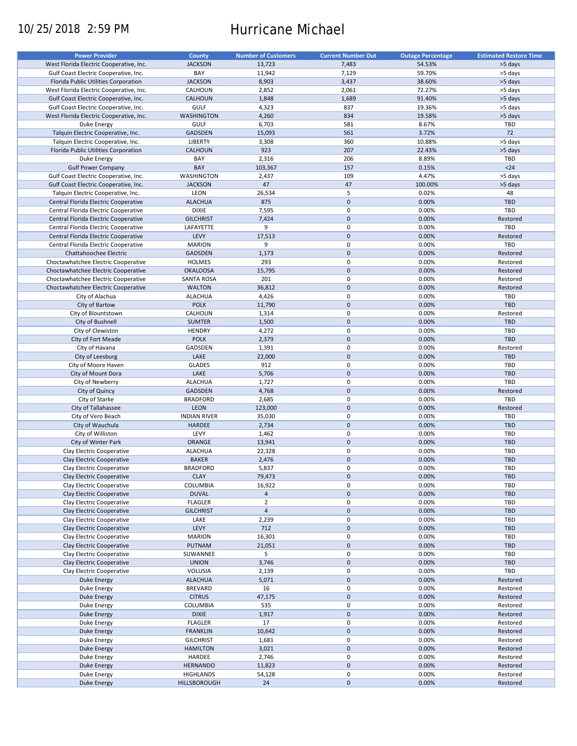10/25/2018 2:59 PM

# Hurricane Michael

| Power Provider | County | Number of Customers | Current Number Out | Outage Percentage | Estimated Restore Time |
|---|---|---|---|---|---|
| West Florida Electric Cooperative, Inc. | JACKSON | 13,723 | 7,483 | 54.53% | >5 days |
| Gulf Coast Electric Cooperative, Inc. | BAY | 11,942 | 7,129 | 59.70% | >5 days |
| Florida Public Utilities Corporation | JACKSON | 8,903 | 3,437 | 38.60% | >5 days |
| West Florida Electric Cooperative, Inc. | CALHOUN | 2,852 | 2,061 | 72.27% | >5 days |
| Gulf Coast Electric Cooperative, Inc. | CALHOUN | 1,848 | 1,689 | 91.40% | >5 days |
| Gulf Coast Electric Cooperative, Inc. | GULF | 4,323 | 837 | 19.36% | >5 days |
| West Florida Electric Cooperative, Inc. | WASHINGTON | 4,260 | 834 | 19.58% | >5 days |
| Duke Energy | GULF | 6,703 | 581 | 8.67% | TBD |
| Talquin Electric Cooperative, Inc. | GADSDEN | 15,093 | 561 | 3.72% | 72 |
| Talquin Electric Cooperative, Inc. | LIBERTY | 3,308 | 360 | 10.88% | >5 days |
| Florida Public Utilities Corporation | CALHOUN | 923 | 207 | 22.43% | >5 days |
| Duke Energy | BAY | 2,316 | 206 | 8.89% | TBD |
| Gulf Power Company | BAY | 103,367 | 157 | 0.15% | <24 |
| Gulf Coast Electric Cooperative, Inc. | WASHINGTON | 2,437 | 109 | 4.47% | >5 days |
| Gulf Coast Electric Cooperative, Inc. | JACKSON | 47 | 47 | 100.00% | >5 days |
| Talquin Electric Cooperative, Inc. | LEON | 26,534 | 5 | 0.02% | 48 |
| Central Florida Electric Cooperative | ALACHUA | 875 | 0 | 0.00% | TBD |
| Central Florida Electric Cooperative | DIXIE | 7,595 | 0 | 0.00% | TBD |
| Central Florida Electric Cooperative | GILCHRIST | 7,424 | 0 | 0.00% | Restored |
| Central Florida Electric Cooperative | LAFAYETTE | 9 | 0 | 0.00% | TBD |
| Central Florida Electric Cooperative | LEVY | 17,513 | 0 | 0.00% | Restored |
| Central Florida Electric Cooperative | MARION | 9 | 0 | 0.00% | TBD |
| Chattahoochee Electric | GADSDEN | 1,173 | 0 | 0.00% | Restored |
| Choctawhatchee Electric Cooperative | HOLMES | 293 | 0 | 0.00% | Restored |
| Choctawhatchee Electric Cooperative | OKALOOSA | 15,795 | 0 | 0.00% | Restored |
| Choctawhatchee Electric Cooperative | SANTA ROSA | 201 | 0 | 0.00% | Restored |
| Choctawhatchee Electric Cooperative | WALTON | 36,812 | 0 | 0.00% | Restored |
| City of Alachua | ALACHUA | 4,426 | 0 | 0.00% | TBD |
| City of Bartow | POLK | 11,790 | 0 | 0.00% | TBD |
| City of Blountstown | CALHOUN | 1,314 | 0 | 0.00% | Restored |
| City of Bushnell | SUMTER | 1,500 | 0 | 0.00% | TBD |
| City of Clewiston | HENDRY | 4,272 | 0 | 0.00% | TBD |
| City of Fort Meade | POLK | 2,379 | 0 | 0.00% | TBD |
| City of Havana | GADSDEN | 1,391 | 0 | 0.00% | Restored |
| City of Leesburg | LAKE | 22,000 | 0 | 0.00% | TBD |
| City of Moore Haven | GLADES | 912 | 0 | 0.00% | TBD |
| City of Mount Dora | LAKE | 5,706 | 0 | 0.00% | TBD |
| City of Newberry | ALACHUA | 1,727 | 0 | 0.00% | TBD |
| City of Quincy | GADSDEN | 4,768 | 0 | 0.00% | Restored |
| City of Starke | BRADFORD | 2,685 | 0 | 0.00% | TBD |
| City of Tallahassee | LEON | 123,000 | 0 | 0.00% | Restored |
| City of Vero Beach | INDIAN RIVER | 35,030 | 0 | 0.00% | TBD |
| City of Wauchula | HARDEE | 2,734 | 0 | 0.00% | TBD |
| City of Williston | LEVY | 1,462 | 0 | 0.00% | TBD |
| City of Winter Park | ORANGE | 13,941 | 0 | 0.00% | TBD |
| Clay Electric Cooperative | ALACHUA | 22,328 | 0 | 0.00% | TBD |
| Clay Electric Cooperative | BAKER | 2,476 | 0 | 0.00% | TBD |
| Clay Electric Cooperative | BRADFORD | 5,837 | 0 | 0.00% | TBD |
| Clay Electric Cooperative | CLAY | 79,473 | 0 | 0.00% | TBD |
| Clay Electric Cooperative | COLUMBIA | 16,922 | 0 | 0.00% | TBD |
| Clay Electric Cooperative | DUVAL | 4 | 0 | 0.00% | TBD |
| Clay Electric Cooperative | FLAGLER | 2 | 0 | 0.00% | TBD |
| Clay Electric Cooperative | GILCHRIST | 4 | 0 | 0.00% | TBD |
| Clay Electric Cooperative | LAKE | 2,239 | 0 | 0.00% | TBD |
| Clay Electric Cooperative | LEVY | 712 | 0 | 0.00% | TBD |
| Clay Electric Cooperative | MARION | 16,301 | 0 | 0.00% | TBD |
| Clay Electric Cooperative | PUTNAM | 21,051 | 0 | 0.00% | TBD |
| Clay Electric Cooperative | SUWANNEE | 5 | 0 | 0.00% | TBD |
| Clay Electric Cooperative | UNION | 3,746 | 0 | 0.00% | TBD |
| Clay Electric Cooperative | VOLUSIA | 2,139 | 0 | 0.00% | TBD |
| Duke Energy | ALACHUA | 5,071 | 0 | 0.00% | Restored |
| Duke Energy | BREVARD | 16 | 0 | 0.00% | Restored |
| Duke Energy | CITRUS | 47,175 | 0 | 0.00% | Restored |
| Duke Energy | COLUMBIA | 535 | 0 | 0.00% | Restored |
| Duke Energy | DIXIE | 1,917 | 0 | 0.00% | Restored |
| Duke Energy | FLAGLER | 17 | 0 | 0.00% | Restored |
| Duke Energy | FRANKLIN | 10,642 | 0 | 0.00% | Restored |
| Duke Energy | GILCHRIST | 1,681 | 0 | 0.00% | Restored |
| Duke Energy | HAMILTON | 3,021 | 0 | 0.00% | Restored |
| Duke Energy | HARDEE | 2,746 | 0 | 0.00% | Restored |
| Duke Energy | HERNANDO | 11,823 | 0 | 0.00% | Restored |
| Duke Energy | HIGHLANDS | 54,128 | 0 | 0.00% | Restored |
| Duke Energy | HILLSBOROUGH | 24 | 0 | 0.00% | Restored |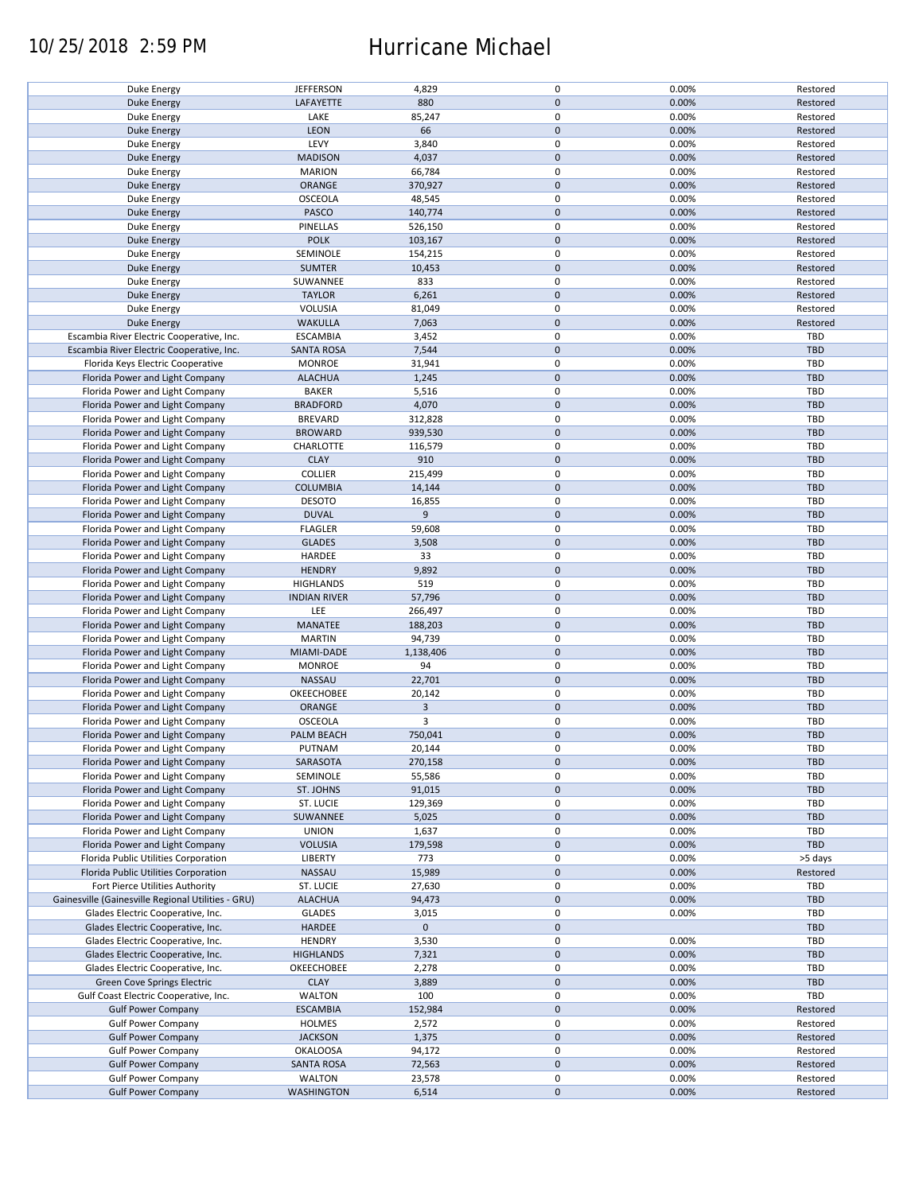# Hurricane Michael

10/25/2018 2:59 PM

| | | | | | |
|---|---|---|---|---|---|
| Duke Energy | JEFFERSON | 4,829 | 0 | 0.00% | Restored |
| Duke Energy | LAFAYETTE | 880 | 0 | 0.00% | Restored |
| Duke Energy | LAKE | 85,247 | 0 | 0.00% | Restored |
| Duke Energy | LEON | 66 | 0 | 0.00% | Restored |
| Duke Energy | LEVY | 3,840 | 0 | 0.00% | Restored |
| Duke Energy | MADISON | 4,037 | 0 | 0.00% | Restored |
| Duke Energy | MARION | 66,784 | 0 | 0.00% | Restored |
| Duke Energy | ORANGE | 370,927 | 0 | 0.00% | Restored |
| Duke Energy | OSCEOLA | 48,545 | 0 | 0.00% | Restored |
| Duke Energy | PASCO | 140,774 | 0 | 0.00% | Restored |
| Duke Energy | PINELLAS | 526,150 | 0 | 0.00% | Restored |
| Duke Energy | POLK | 103,167 | 0 | 0.00% | Restored |
| Duke Energy | SEMINOLE | 154,215 | 0 | 0.00% | Restored |
| Duke Energy | SUMTER | 10,453 | 0 | 0.00% | Restored |
| Duke Energy | SUWANNEE | 833 | 0 | 0.00% | Restored |
| Duke Energy | TAYLOR | 6,261 | 0 | 0.00% | Restored |
| Duke Energy | VOLUSIA | 81,049 | 0 | 0.00% | Restored |
| Duke Energy | WAKULLA | 7,063 | 0 | 0.00% | Restored |
| Escambia River Electric Cooperative, Inc. | ESCAMBIA | 3,452 | 0 | 0.00% | TBD |
| Escambia River Electric Cooperative, Inc. | SANTA ROSA | 7,544 | 0 | 0.00% | TBD |
| Florida Keys Electric Cooperative | MONROE | 31,941 | 0 | 0.00% | TBD |
| Florida Power and Light Company | ALACHUA | 1,245 | 0 | 0.00% | TBD |
| Florida Power and Light Company | BAKER | 5,516 | 0 | 0.00% | TBD |
| Florida Power and Light Company | BRADFORD | 4,070 | 0 | 0.00% | TBD |
| Florida Power and Light Company | BREVARD | 312,828 | 0 | 0.00% | TBD |
| Florida Power and Light Company | BROWARD | 939,530 | 0 | 0.00% | TBD |
| Florida Power and Light Company | CHARLOTTE | 116,579 | 0 | 0.00% | TBD |
| Florida Power and Light Company | CLAY | 910 | 0 | 0.00% | TBD |
| Florida Power and Light Company | COLLIER | 215,499 | 0 | 0.00% | TBD |
| Florida Power and Light Company | COLUMBIA | 14,144 | 0 | 0.00% | TBD |
| Florida Power and Light Company | DESOTO | 16,855 | 0 | 0.00% | TBD |
| Florida Power and Light Company | DUVAL | 9 | 0 | 0.00% | TBD |
| Florida Power and Light Company | FLAGLER | 59,608 | 0 | 0.00% | TBD |
| Florida Power and Light Company | GLADES | 3,508 | 0 | 0.00% | TBD |
| Florida Power and Light Company | HARDEE | 33 | 0 | 0.00% | TBD |
| Florida Power and Light Company | HENDRY | 9,892 | 0 | 0.00% | TBD |
| Florida Power and Light Company | HIGHLANDS | 519 | 0 | 0.00% | TBD |
| Florida Power and Light Company | INDIAN RIVER | 57,796 | 0 | 0.00% | TBD |
| Florida Power and Light Company | LEE | 266,497 | 0 | 0.00% | TBD |
| Florida Power and Light Company | MANATEE | 188,203 | 0 | 0.00% | TBD |
| Florida Power and Light Company | MARTIN | 94,739 | 0 | 0.00% | TBD |
| Florida Power and Light Company | MIAMI-DADE | 1,138,406 | 0 | 0.00% | TBD |
| Florida Power and Light Company | MONROE | 94 | 0 | 0.00% | TBD |
| Florida Power and Light Company | NASSAU | 22,701 | 0 | 0.00% | TBD |
| Florida Power and Light Company | OKEECHOBEE | 20,142 | 0 | 0.00% | TBD |
| Florida Power and Light Company | ORANGE | 3 | 0 | 0.00% | TBD |
| Florida Power and Light Company | OSCEOLA | 3 | 0 | 0.00% | TBD |
| Florida Power and Light Company | PALM BEACH | 750,041 | 0 | 0.00% | TBD |
| Florida Power and Light Company | PUTNAM | 20,144 | 0 | 0.00% | TBD |
| Florida Power and Light Company | SARASOTA | 270,158 | 0 | 0.00% | TBD |
| Florida Power and Light Company | SEMINOLE | 55,586 | 0 | 0.00% | TBD |
| Florida Power and Light Company | ST. JOHNS | 91,015 | 0 | 0.00% | TBD |
| Florida Power and Light Company | ST. LUCIE | 129,369 | 0 | 0.00% | TBD |
| Florida Power and Light Company | SUWANNEE | 5,025 | 0 | 0.00% | TBD |
| Florida Power and Light Company | UNION | 1,637 | 0 | 0.00% | TBD |
| Florida Power and Light Company | VOLUSIA | 179,598 | 0 | 0.00% | TBD |
| Florida Public Utilities Corporation | LIBERTY | 773 | 0 | 0.00% | >5 days |
| Florida Public Utilities Corporation | NASSAU | 15,989 | 0 | 0.00% | Restored |
| Fort Pierce Utilities Authority | ST. LUCIE | 27,630 | 0 | 0.00% | TBD |
| Gainesville (Gainesville Regional Utilities - GRU) | ALACHUA | 94,473 | 0 | 0.00% | TBD |
| Glades Electric Cooperative, Inc. | GLADES | 3,015 | 0 | 0.00% | TBD |
| Glades Electric Cooperative, Inc. | HARDEE | 0 | 0 | | TBD |
| Glades Electric Cooperative, Inc. | HENDRY | 3,530 | 0 | 0.00% | TBD |
| Glades Electric Cooperative, Inc. | HIGHLANDS | 7,321 | 0 | 0.00% | TBD |
| Glades Electric Cooperative, Inc. | OKEECHOBEE | 2,278 | 0 | 0.00% | TBD |
| Green Cove Springs Electric | CLAY | 3,889 | 0 | 0.00% | TBD |
| Gulf Coast Electric Cooperative, Inc. | WALTON | 100 | 0 | 0.00% | TBD |
| Gulf Power Company | ESCAMBIA | 152,984 | 0 | 0.00% | Restored |
| Gulf Power Company | HOLMES | 2,572 | 0 | 0.00% | Restored |
| Gulf Power Company | JACKSON | 1,375 | 0 | 0.00% | Restored |
| Gulf Power Company | OKALOOSA | 94,172 | 0 | 0.00% | Restored |
| Gulf Power Company | SANTA ROSA | 72,563 | 0 | 0.00% | Restored |
| Gulf Power Company | WALTON | 23,578 | 0 | 0.00% | Restored |
| Gulf Power Company | WASHINGTON | 6,514 | 0 | 0.00% | Restored |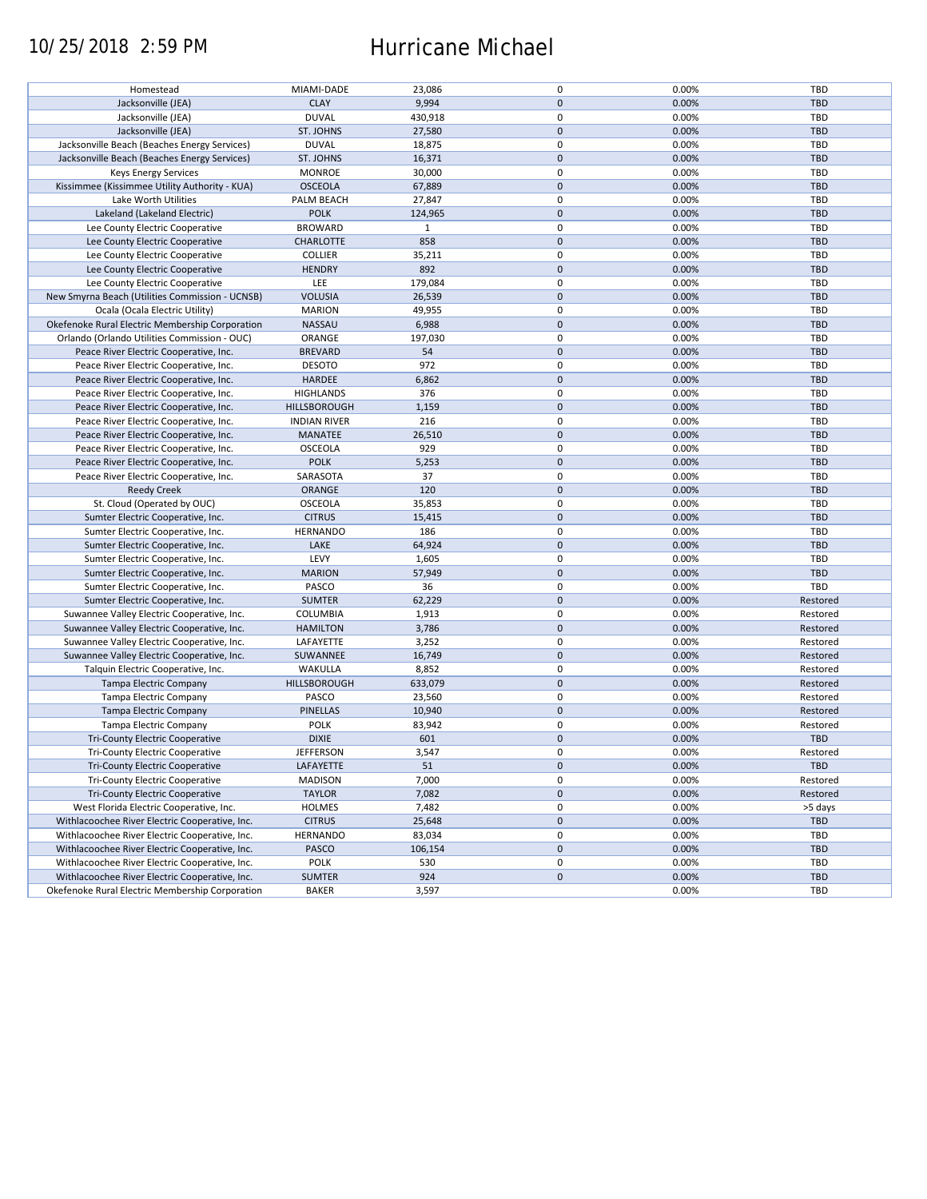| | | | | | |
|---|---|---|---|---|---|
| Homestead | MIAMI-DADE | 23,086 | 0 | 0.00% | TBD |
| Jacksonville (JEA) | CLAY | 9,994 | 0 | 0.00% | TBD |
| Jacksonville (JEA) | DUVAL | 430,918 | 0 | 0.00% | TBD |
| Jacksonville (JEA) | ST. JOHNS | 27,580 | 0 | 0.00% | TBD |
| Jacksonville Beach (Beaches Energy Services) | DUVAL | 18,875 | 0 | 0.00% | TBD |
| Jacksonville Beach (Beaches Energy Services) | ST. JOHNS | 16,371 | 0 | 0.00% | TBD |
| Keys Energy Services | MONROE | 30,000 | 0 | 0.00% | TBD |
| Kissimmee (Kissimmee Utility Authority - KUA) | OSCEOLA | 67,889 | 0 | 0.00% | TBD |
| Lake Worth Utilities | PALM BEACH | 27,847 | 0 | 0.00% | TBD |
| Lakeland (Lakeland Electric) | POLK | 124,965 | 0 | 0.00% | TBD |
| Lee County Electric Cooperative | BROWARD | 1 | 0 | 0.00% | TBD |
| Lee County Electric Cooperative | CHARLOTTE | 858 | 0 | 0.00% | TBD |
| Lee County Electric Cooperative | COLLIER | 35,211 | 0 | 0.00% | TBD |
| Lee County Electric Cooperative | HENDRY | 892 | 0 | 0.00% | TBD |
| Lee County Electric Cooperative | LEE | 179,084 | 0 | 0.00% | TBD |
| New Smyrna Beach (Utilities Commission - UCNSB) | VOLUSIA | 26,539 | 0 | 0.00% | TBD |
| Ocala (Ocala Electric Utility) | MARION | 49,955 | 0 | 0.00% | TBD |
| Okefenoke Rural Electric Membership Corporation | NASSAU | 6,988 | 0 | 0.00% | TBD |
| Orlando (Orlando Utilities Commission - OUC) | ORANGE | 197,030 | 0 | 0.00% | TBD |
| Peace River Electric Cooperative, Inc. | BREVARD | 54 | 0 | 0.00% | TBD |
| Peace River Electric Cooperative, Inc. | DESOTO | 972 | 0 | 0.00% | TBD |
| Peace River Electric Cooperative, Inc. | HARDEE | 6,862 | 0 | 0.00% | TBD |
| Peace River Electric Cooperative, Inc. | HIGHLANDS | 376 | 0 | 0.00% | TBD |
| Peace River Electric Cooperative, Inc. | HILLSBOROUGH | 1,159 | 0 | 0.00% | TBD |
| Peace River Electric Cooperative, Inc. | INDIAN RIVER | 216 | 0 | 0.00% | TBD |
| Peace River Electric Cooperative, Inc. | MANATEE | 26,510 | 0 | 0.00% | TBD |
| Peace River Electric Cooperative, Inc. | OSCEOLA | 929 | 0 | 0.00% | TBD |
| Peace River Electric Cooperative, Inc. | POLK | 5,253 | 0 | 0.00% | TBD |
| Peace River Electric Cooperative, Inc. | SARASOTA | 37 | 0 | 0.00% | TBD |
| Reedy Creek | ORANGE | 120 | 0 | 0.00% | TBD |
| St. Cloud (Operated by OUC) | OSCEOLA | 35,853 | 0 | 0.00% | TBD |
| Sumter Electric Cooperative, Inc. | CITRUS | 15,415 | 0 | 0.00% | TBD |
| Sumter Electric Cooperative, Inc. | HERNANDO | 186 | 0 | 0.00% | TBD |
| Sumter Electric Cooperative, Inc. | LAKE | 64,924 | 0 | 0.00% | TBD |
| Sumter Electric Cooperative, Inc. | LEVY | 1,605 | 0 | 0.00% | TBD |
| Sumter Electric Cooperative, Inc. | MARION | 57,949 | 0 | 0.00% | TBD |
| Sumter Electric Cooperative, Inc. | PASCO | 36 | 0 | 0.00% | TBD |
| Sumter Electric Cooperative, Inc. | SUMTER | 62,229 | 0 | 0.00% | Restored |
| Suwannee Valley Electric Cooperative, Inc. | COLUMBIA | 1,913 | 0 | 0.00% | Restored |
| Suwannee Valley Electric Cooperative, Inc. | HAMILTON | 3,786 | 0 | 0.00% | Restored |
| Suwannee Valley Electric Cooperative, Inc. | LAFAYETTE | 3,252 | 0 | 0.00% | Restored |
| Suwannee Valley Electric Cooperative, Inc. | SUWANNEE | 16,749 | 0 | 0.00% | Restored |
| Talquin Electric Cooperative, Inc. | WAKULLA | 8,852 | 0 | 0.00% | Restored |
| Tampa Electric Company | HILLSBOROUGH | 633,079 | 0 | 0.00% | Restored |
| Tampa Electric Company | PASCO | 23,560 | 0 | 0.00% | Restored |
| Tampa Electric Company | PINELLAS | 10,940 | 0 | 0.00% | Restored |
| Tampa Electric Company | POLK | 83,942 | 0 | 0.00% | Restored |
| Tri-County Electric Cooperative | DIXIE | 601 | 0 | 0.00% | TBD |
| Tri-County Electric Cooperative | JEFFERSON | 3,547 | 0 | 0.00% | Restored |
| Tri-County Electric Cooperative | LAFAYETTE | 51 | 0 | 0.00% | TBD |
| Tri-County Electric Cooperative | MADISON | 7,000 | 0 | 0.00% | Restored |
| Tri-County Electric Cooperative | TAYLOR | 7,082 | 0 | 0.00% | Restored |
| West Florida Electric Cooperative, Inc. | HOLMES | 7,482 | 0 | 0.00% | >5 days |
| Withlacoochee River Electric Cooperative, Inc. | CITRUS | 25,648 | 0 | 0.00% | TBD |
| Withlacoochee River Electric Cooperative, Inc. | HERNANDO | 83,034 | 0 | 0.00% | TBD |
| Withlacoochee River Electric Cooperative, Inc. | PASCO | 106,154 | 0 | 0.00% | TBD |
| Withlacoochee River Electric Cooperative, Inc. | POLK | 530 | 0 | 0.00% | TBD |
| Withlacoochee River Electric Cooperative, Inc. | SUMTER | 924 | 0 | 0.00% | TBD |
| Okefenoke Rural Electric Membership Corporation | BAKER | 3,597 | | 0.00% | TBD |